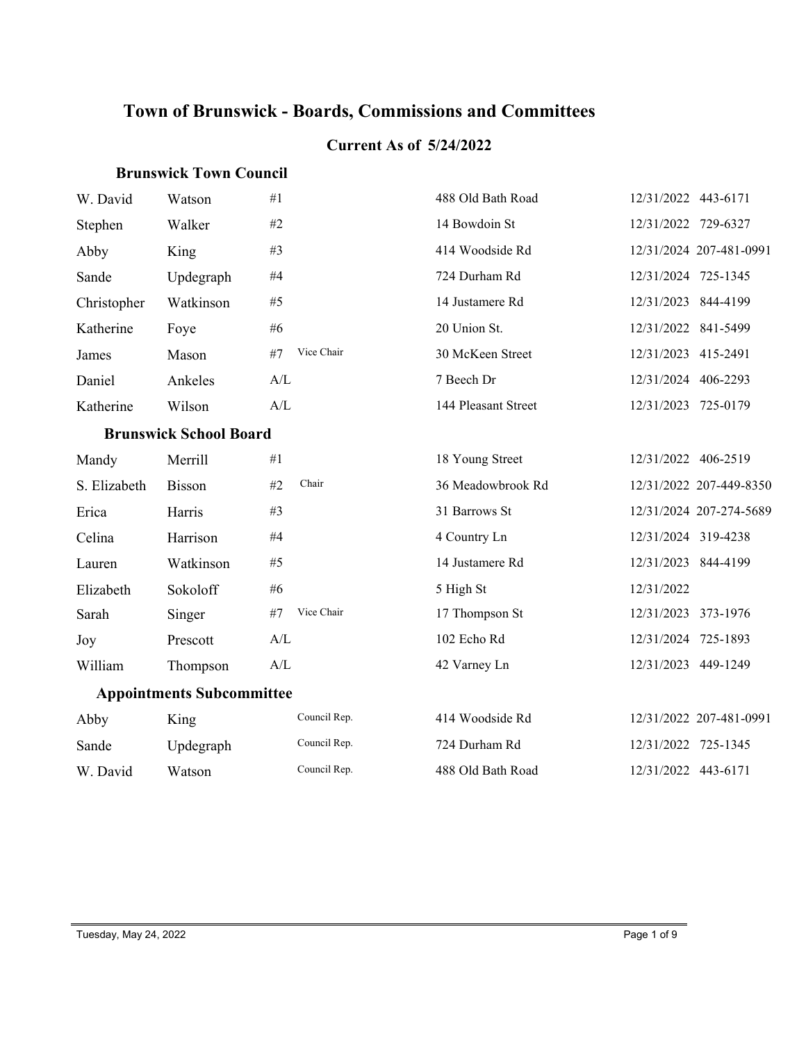# Town of Brunswick - Boards, Commissions and Committees

## Current As of 5/24/2022

### Brunswick Town Council

| | | | | | | |
|---|---|---|---|---|---|---|
| W. David | Watson | #1 | | 488 Old Bath Road | 12/31/2022 | 443-6171 |
| Stephen | Walker | #2 | | 14 Bowdoin St | 12/31/2022 | 729-6327 |
| Abby | King | #3 | | 414 Woodside Rd | 12/31/2024 | 207-481-0991 |
| Sande | Updegraph | #4 | | 724 Durham Rd | 12/31/2024 | 725-1345 |
| Christopher | Watkinson | #5 | | 14 Justamere Rd | 12/31/2023 | 844-4199 |
| Katherine | Foye | #6 | | 20 Union St. | 12/31/2022 | 841-5499 |
| James | Mason | #7 | Vice Chair | 30 McKeen Street | 12/31/2023 | 415-2491 |
| Daniel | Ankeles | A/L | | 7 Beech Dr | 12/31/2024 | 406-2293 |
| Katherine | Wilson | A/L | | 144 Pleasant Street | 12/31/2023 | 725-0179 |

### Brunswick School Board

| | | | | | | |
|---|---|---|---|---|---|---|
| Mandy | Merrill | #1 | | 18 Young Street | 12/31/2022 | 406-2519 |
| S. Elizabeth | Bisson | #2 | Chair | 36 Meadowbrook Rd | 12/31/2022 | 207-449-8350 |
| Erica | Harris | #3 | | 31 Barrows St | 12/31/2024 | 207-274-5689 |
| Celina | Harrison | #4 | | 4 Country Ln | 12/31/2024 | 319-4238 |
| Lauren | Watkinson | #5 | | 14 Justamere Rd | 12/31/2023 | 844-4199 |
| Elizabeth | Sokoloff | #6 | | 5 High St | 12/31/2022 | |
| Sarah | Singer | #7 | Vice Chair | 17 Thompson St | 12/31/2023 | 373-1976 |
| Joy | Prescott | A/L | | 102 Echo Rd | 12/31/2024 | 725-1893 |
| William | Thompson | A/L | | 42 Varney Ln | 12/31/2023 | 449-1249 |

### Appointments Subcommittee

| | | | | | | |
|---|---|---|---|---|---|---|
| Abby | King | | Council Rep. | 414 Woodside Rd | 12/31/2022 | 207-481-0991 |
| Sande | Updegraph | | Council Rep. | 724 Durham Rd | 12/31/2022 | 725-1345 |
| W. David | Watson | | Council Rep. | 488 Old Bath Road | 12/31/2022 | 443-6171 |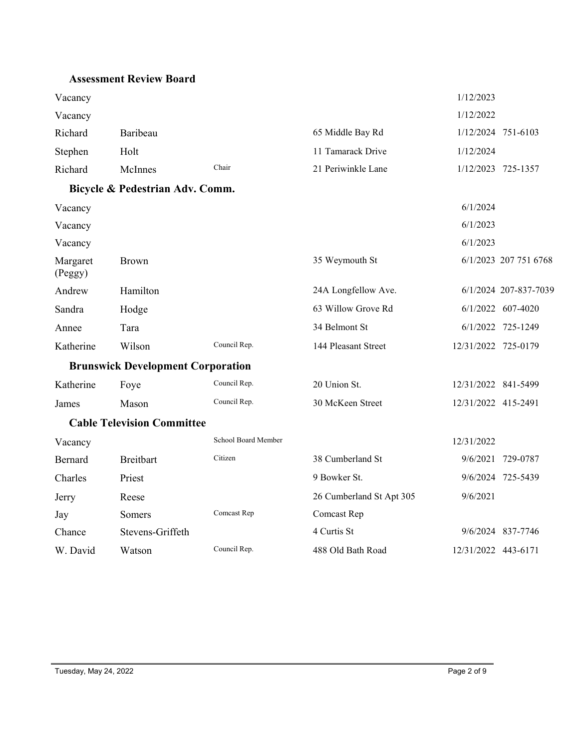### Assessment Review Board

| | | | | | |
|---|---|---|---|---|---|
| Vacancy | | | | 1/12/2023 | |
| Vacancy | | | | 1/12/2022 | |
| Richard | Baribeau | | 65 Middle Bay Rd | 1/12/2024 | 751-6103 |
| Stephen | Holt | | 11 Tamarack Drive | 1/12/2024 | |
| Richard | McInnes | Chair | 21 Periwinkle Lane | 1/12/2023 | 725-1357 |

### Bicycle & Pedestrian Adv. Comm.

| | | | | | |
|---|---|---|---|---|---|
| Vacancy | | | | 6/1/2024 | |
| Vacancy | | | | 6/1/2023 | |
| Vacancy | | | | 6/1/2023 | |
| Margaret (Peggy) | Brown | | 35 Weymouth St | 6/1/2023 | 207 751 6768 |
| Andrew | Hamilton | | 24A Longfellow Ave. | 6/1/2024 | 207-837-7039 |
| Sandra | Hodge | | 63 Willow Grove Rd | 6/1/2022 | 607-4020 |
| Annee | Tara | | 34 Belmont St | 6/1/2022 | 725-1249 |
| Katherine | Wilson | Council Rep. | 144 Pleasant Street | 12/31/2022 | 725-0179 |

### Brunswick Development Corporation

| | | | | | |
|---|---|---|---|---|---|
| Katherine | Foye | Council Rep. | 20 Union St. | 12/31/2022 | 841-5499 |
| James | Mason | Council Rep. | 30 McKeen Street | 12/31/2022 | 415-2491 |

### Cable Television Committee

| | | | | | |
|---|---|---|---|---|---|
| Vacancy | | School Board Member | | 12/31/2022 | |
| Bernard | Breitbart | Citizen | 38 Cumberland St | 9/6/2021 | 729-0787 |
| Charles | Priest | | 9 Bowker St. | 9/6/2024 | 725-5439 |
| Jerry | Reese | | 26 Cumberland St Apt 305 | 9/6/2021 | |
| Jay | Somers | Comcast Rep | Comcast Rep | | |
| Chance | Stevens-Griffeth | | 4 Curtis St | 9/6/2024 | 837-7746 |
| W. David | Watson | Council Rep. | 488 Old Bath Road | 12/31/2022 | 443-6171 |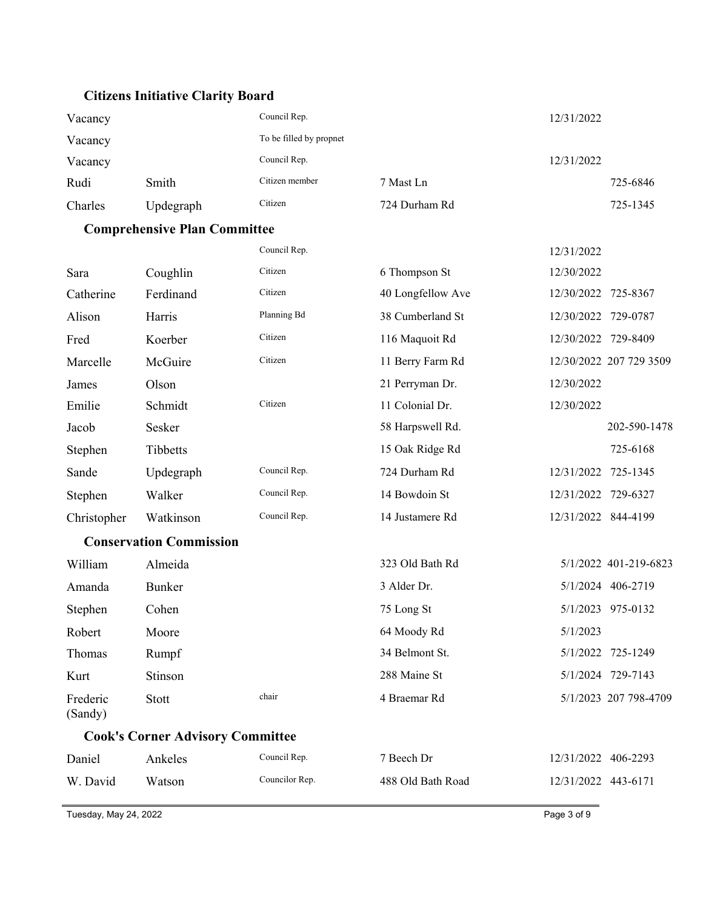### Citizens Initiative Clarity Board

| | | | | | |
|---|---|---|---|---|---|
| Vacancy | | Council Rep. | | 12/31/2022 | |
| Vacancy | | To be filled by propnet | | | |
| Vacancy | | Council Rep. | | 12/31/2022 | |
| Rudi | Smith | Citizen member | 7 Mast Ln | | 725-6846 |
| Charles | Updegraph | Citizen | 724 Durham Rd | | 725-1345 |

### Comprehensive Plan Committee

| | | | | | |
|---|---|---|---|---|---|
| | | Council Rep. | | 12/31/2022 | |
| Sara | Coughlin | Citizen | 6 Thompson St | 12/30/2022 | |
| Catherine | Ferdinand | Citizen | 40 Longfellow Ave | 12/30/2022 | 725-8367 |
| Alison | Harris | Planning Bd | 38 Cumberland St | 12/30/2022 | 729-0787 |
| Fred | Koerber | Citizen | 116 Maquoit Rd | 12/30/2022 | 729-8409 |
| Marcelle | McGuire | Citizen | 11 Berry Farm Rd | 12/30/2022 | 207 729 3509 |
| James | Olson | | 21 Perryman Dr. | 12/30/2022 | |
| Emilie | Schmidt | Citizen | 11 Colonial Dr. | 12/30/2022 | |
| Jacob | Sesker | | 58 Harpswell Rd. | | 202-590-1478 |
| Stephen | Tibbetts | | 15 Oak Ridge Rd | | 725-6168 |
| Sande | Updegraph | Council Rep. | 724 Durham Rd | 12/31/2022 | 725-1345 |
| Stephen | Walker | Council Rep. | 14 Bowdoin St | 12/31/2022 | 729-6327 |
| Christopher | Watkinson | Council Rep. | 14 Justamere Rd | 12/31/2022 | 844-4199 |

### Conservation Commission

| | | | | | |
|---|---|---|---|---|---|
| William | Almeida | | 323 Old Bath Rd | 5/1/2022 | 401-219-6823 |
| Amanda | Bunker | | 3 Alder Dr. | 5/1/2024 | 406-2719 |
| Stephen | Cohen | | 75 Long St | 5/1/2023 | 975-0132 |
| Robert | Moore | | 64 Moody Rd | 5/1/2023 | |
| Thomas | Rumpf | | 34 Belmont St. | 5/1/2022 | 725-1249 |
| Kurt | Stinson | | 288 Maine St | 5/1/2024 | 729-7143 |
| Frederic (Sandy) | Stott | chair | 4 Braemar Rd | 5/1/2023 | 207 798-4709 |

### Cook's Corner Advisory Committee

| | | | | | |
|---|---|---|---|---|---|
| Daniel | Ankeles | Council Rep. | 7 Beech Dr | 12/31/2022 | 406-2293 |
| W. David | Watson | Councilor Rep. | 488 Old Bath Road | 12/31/2022 | 443-6171 |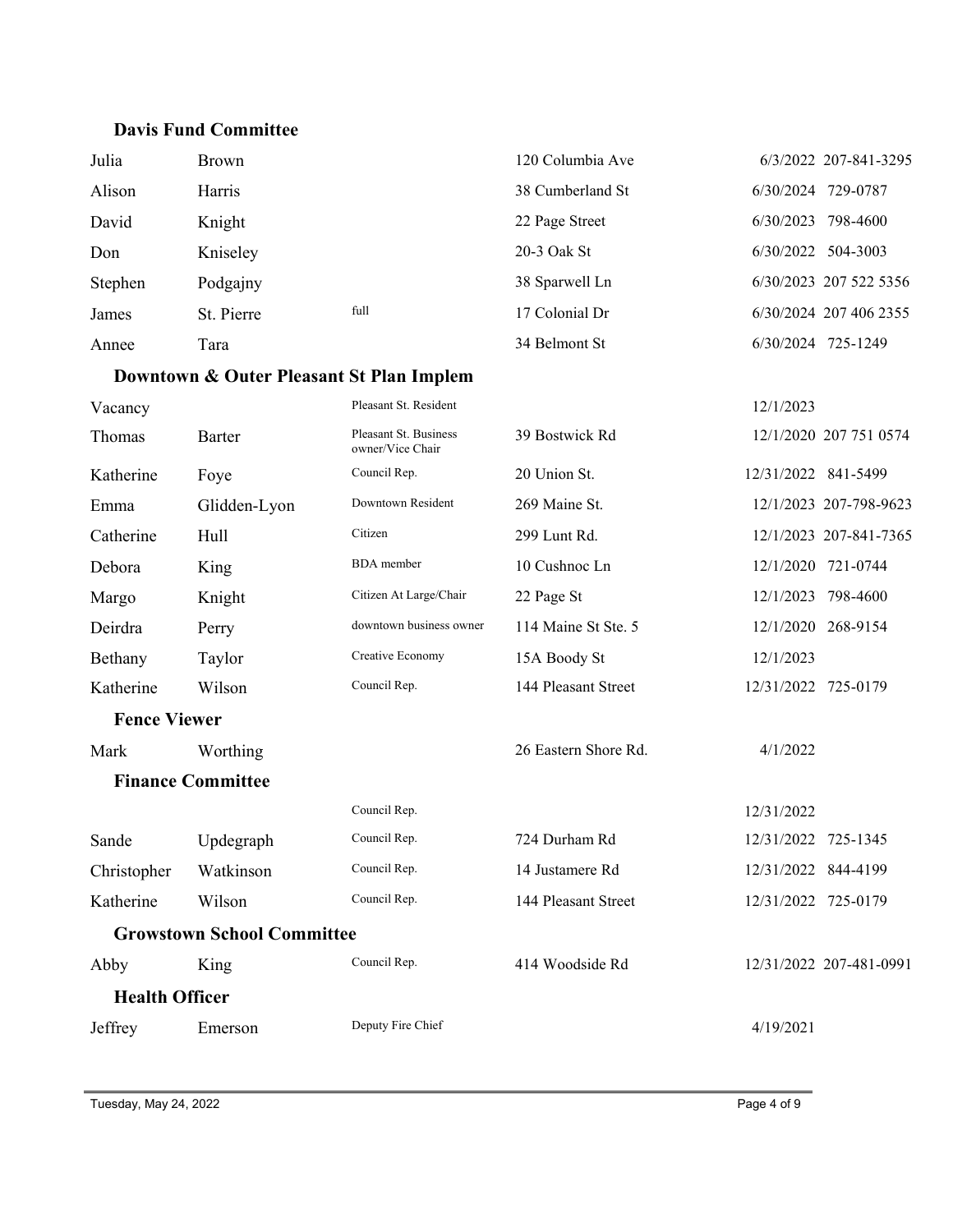### Davis Fund Committee

| | | | | | |
|---|---|---|---|---|---|
| Julia | Brown | | 120 Columbia Ave | 6/3/2022 | 207-841-3295 |
| Alison | Harris | | 38 Cumberland St | 6/30/2024 | 729-0787 |
| David | Knight | | 22 Page Street | 6/30/2023 | 798-4600 |
| Don | Kniseley | | 20-3 Oak St | 6/30/2022 | 504-3003 |
| Stephen | Podgajny | | 38 Sparwell Ln | 6/30/2023 | 207 522 5356 |
| James | St. Pierre | full | 17 Colonial Dr | 6/30/2024 | 207 406 2355 |
| Annee | Tara | | 34 Belmont St | 6/30/2024 | 725-1249 |

### Downtown & Outer Pleasant St Plan Implem

| | | | | | |
|---|---|---|---|---|---|
| Vacancy | | Pleasant St. Resident | | 12/1/2023 | |
| Thomas | Barter | Pleasant St. Business owner/Vice Chair | 39 Bostwick Rd | 12/1/2020 | 207 751 0574 |
| Katherine | Foye | Council Rep. | 20 Union St. | 12/31/2022 | 841-5499 |
| Emma | Glidden-Lyon | Downtown Resident | 269 Maine St. | 12/1/2023 | 207-798-9623 |
| Catherine | Hull | Citizen | 299 Lunt Rd. | 12/1/2023 | 207-841-7365 |
| Debora | King | BDA member | 10 Cushnoc Ln | 12/1/2020 | 721-0744 |
| Margo | Knight | Citizen At Large/Chair | 22 Page St | 12/1/2023 | 798-4600 |
| Deirdra | Perry | downtown business owner | 114 Maine St Ste. 5 | 12/1/2020 | 268-9154 |
| Bethany | Taylor | Creative Economy | 15A Boody St | 12/1/2023 | |
| Katherine | Wilson | Council Rep. | 144 Pleasant Street | 12/31/2022 | 725-0179 |

### Fence Viewer

| | | | | | |
|---|---|---|---|---|---|
| Mark | Worthing | | 26 Eastern Shore Rd. | 4/1/2022 | |

### Finance Committee

| | | | | | |
|---|---|---|---|---|---|
| | | Council Rep. | | 12/31/2022 | |
| Sande | Updegraph | Council Rep. | 724 Durham Rd | 12/31/2022 | 725-1345 |
| Christopher | Watkinson | Council Rep. | 14 Justamere Rd | 12/31/2022 | 844-4199 |
| Katherine | Wilson | Council Rep. | 144 Pleasant Street | 12/31/2022 | 725-0179 |

### Growstown School Committee

| | | | | | |
|---|---|---|---|---|---|
| Abby | King | Council Rep. | 414 Woodside Rd | 12/31/2022 | 207-481-0991 |

### Health Officer

| | | | | | |
|---|---|---|---|---|---|
| Jeffrey | Emerson | Deputy Fire Chief | | 4/19/2021 | |

Tuesday, May 24, 2022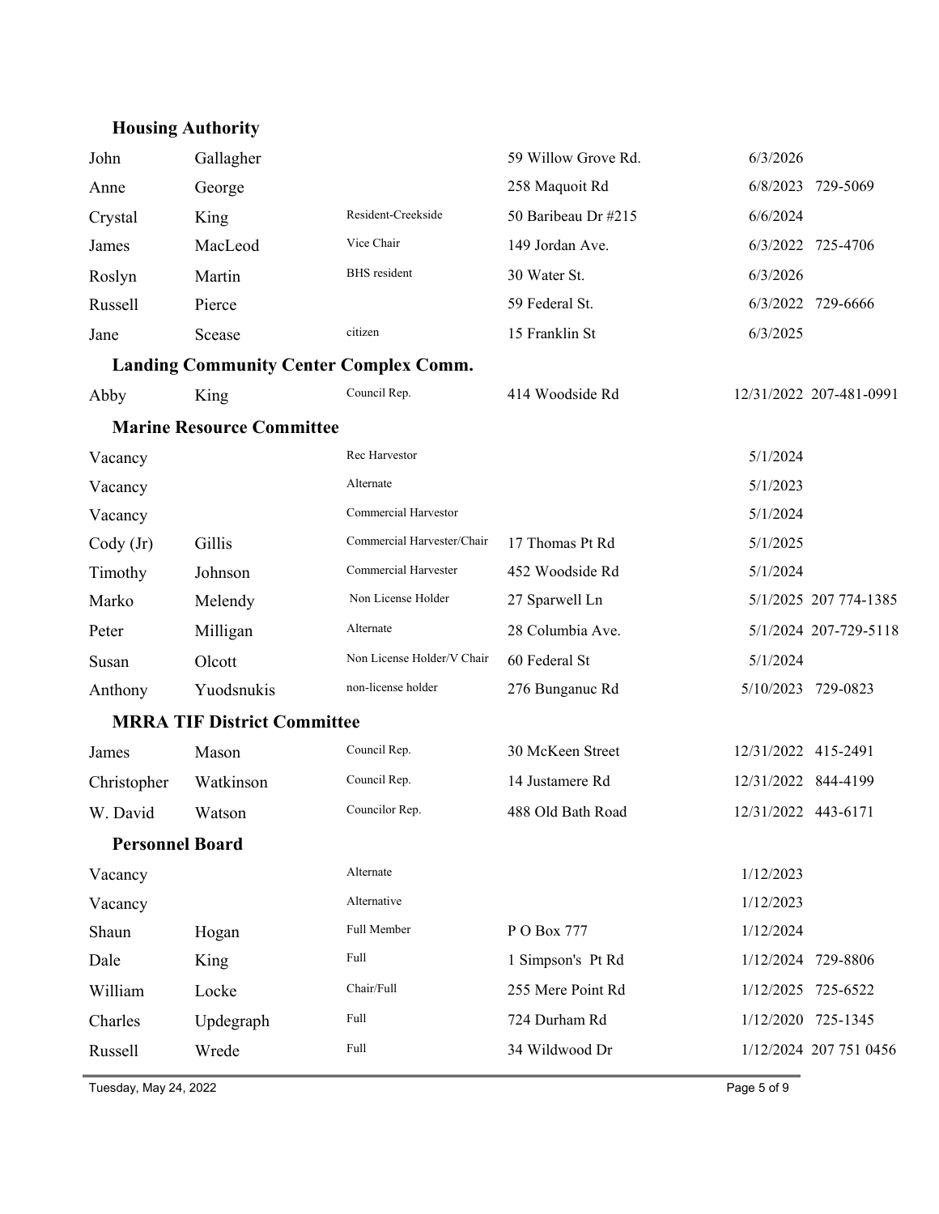### Housing Authority

| | | | | | |
|---|---|---|---|---|---|
| John | Gallagher | | 59 Willow Grove Rd. | 6/3/2026 | |
| Anne | George | | 258 Maquoit Rd | 6/8/2023 | 729-5069 |
| Crystal | King | Resident-Creekside | 50 Baribeau Dr #215 | 6/6/2024 | |
| James | MacLeod | Vice Chair | 149 Jordan Ave. | 6/3/2022 | 725-4706 |
| Roslyn | Martin | BHS resident | 30 Water St. | 6/3/2026 | |
| Russell | Pierce | | 59 Federal St. | 6/3/2022 | 729-6666 |
| Jane | Scease | citizen | 15 Franklin St | 6/3/2025 | |

### Landing Community Center Complex Comm.

| | | | | | |
|---|---|---|---|---|---|
| Abby | King | Council Rep. | 414 Woodside Rd | 12/31/2022 | 207-481-0991 |

### Marine Resource Committee

| | | | | | |
|---|---|---|---|---|---|
| Vacancy | | Rec Harvestor | | 5/1/2024 | |
| Vacancy | | Alternate | | 5/1/2023 | |
| Vacancy | | Commercial Harvestor | | 5/1/2024 | |
| Cody (Jr) | Gillis | Commercial Harvester/Chair | 17 Thomas Pt Rd | 5/1/2025 | |
| Timothy | Johnson | Commercial Harvester | 452 Woodside Rd | 5/1/2024 | |
| Marko | Melendy | Non License Holder | 27 Sparwell Ln | 5/1/2025 | 207 774-1385 |
| Peter | Milligan | Alternate | 28 Columbia Ave. | 5/1/2024 | 207-729-5118 |
| Susan | Olcott | Non License Holder/V Chair | 60 Federal St | 5/1/2024 | |
| Anthony | Yuodsnukis | non-license holder | 276 Bunganuc Rd | 5/10/2023 | 729-0823 |

### MRRA TIF District Committee

| | | | | | |
|---|---|---|---|---|---|
| James | Mason | Council Rep. | 30 McKeen Street | 12/31/2022 | 415-2491 |
| Christopher | Watkinson | Council Rep. | 14 Justamere Rd | 12/31/2022 | 844-4199 |
| W. David | Watson | Councilor Rep. | 488 Old Bath Road | 12/31/2022 | 443-6171 |

### Personnel Board

| | | | | | |
|---|---|---|---|---|---|
| Vacancy | | Alternate | | 1/12/2023 | |
| Vacancy | | Alternative | | 1/12/2023 | |
| Shaun | Hogan | Full Member | P O Box 777 | 1/12/2024 | |
| Dale | King | Full | 1 Simpson's Pt Rd | 1/12/2024 | 729-8806 |
| William | Locke | Chair/Full | 255 Mere Point Rd | 1/12/2025 | 725-6522 |
| Charles | Updegraph | Full | 724 Durham Rd | 1/12/2020 | 725-1345 |
| Russell | Wrede | Full | 34 Wildwood Dr | 1/12/2024 | 207 751 0456 |

Tuesday, May 24, 2022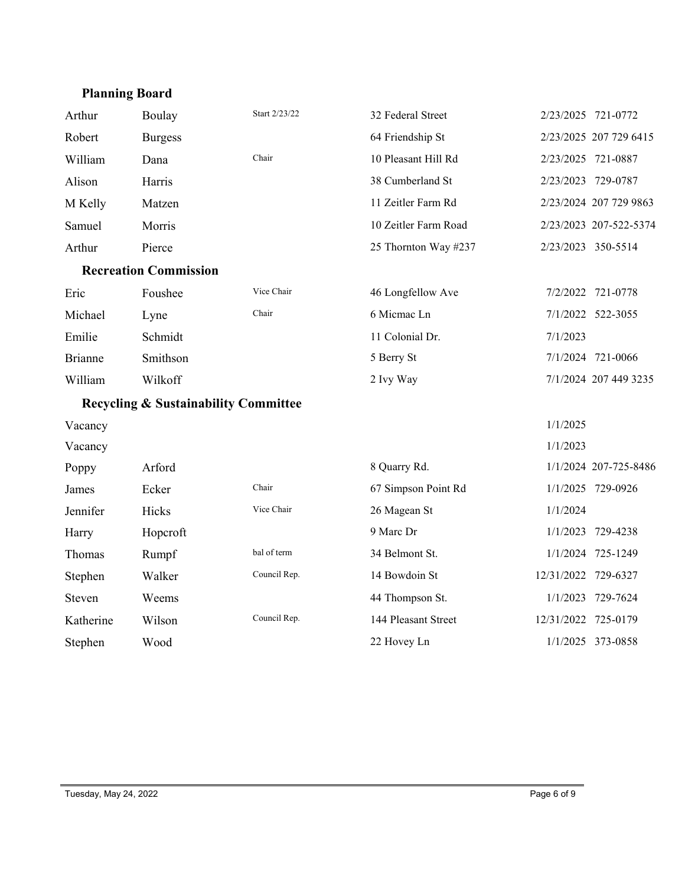## Planning Board

| First Name | Last Name | Note | Address | Term Expires | Phone |
|---|---|---|---|---|---|
| Arthur | Boulay | Start 2/23/22 | 32 Federal Street | 2/23/2025 | 721-0772 |
| Robert | Burgess | | 64 Friendship St | 2/23/2025 | 207 729 6415 |
| William | Dana | Chair | 10 Pleasant Hill Rd | 2/23/2025 | 721-0887 |
| Alison | Harris | | 38 Cumberland St | 2/23/2023 | 729-0787 |
| M Kelly | Matzen | | 11 Zeitler Farm Rd | 2/23/2024 | 207 729 9863 |
| Samuel | Morris | | 10 Zeitler Farm Road | 2/23/2023 | 207-522-5374 |
| Arthur | Pierce | | 25 Thornton Way #237 | 2/23/2023 | 350-5514 |

## Recreation Commission

| First Name | Last Name | Note | Address | Term Expires | Phone |
|---|---|---|---|---|---|
| Eric | Foushee | Vice Chair | 46 Longfellow Ave | 7/2/2022 | 721-0778 |
| Michael | Lyne | Chair | 6 Micmac Ln | 7/1/2022 | 522-3055 |
| Emilie | Schmidt | | 11 Colonial Dr. | 7/1/2023 | |
| Brianne | Smithson | | 5 Berry St | 7/1/2024 | 721-0066 |
| William | Wilkoff | | 2 Ivy Way | 7/1/2024 | 207 449 3235 |

## Recycling & Sustainability Committee

| First Name | Last Name | Note | Address | Term Expires | Phone |
|---|---|---|---|---|---|
| Vacancy | | | | 1/1/2025 | |
| Vacancy | | | | 1/1/2023 | |
| Poppy | Arford | | 8 Quarry Rd. | 1/1/2024 | 207-725-8486 |
| James | Ecker | Chair | 67 Simpson Point Rd | 1/1/2025 | 729-0926 |
| Jennifer | Hicks | Vice Chair | 26 Magean St | 1/1/2024 | |
| Harry | Hopcroft | | 9 Marc Dr | 1/1/2023 | 729-4238 |
| Thomas | Rumpf | bal of term | 34 Belmont St. | 1/1/2024 | 725-1249 |
| Stephen | Walker | Council Rep. | 14 Bowdoin St | 12/31/2022 | 729-6327 |
| Steven | Weems | | 44 Thompson St. | 1/1/2023 | 729-7624 |
| Katherine | Wilson | Council Rep. | 144 Pleasant Street | 12/31/2022 | 725-0179 |
| Stephen | Wood | | 22 Hovey Ln | 1/1/2025 | 373-0858 |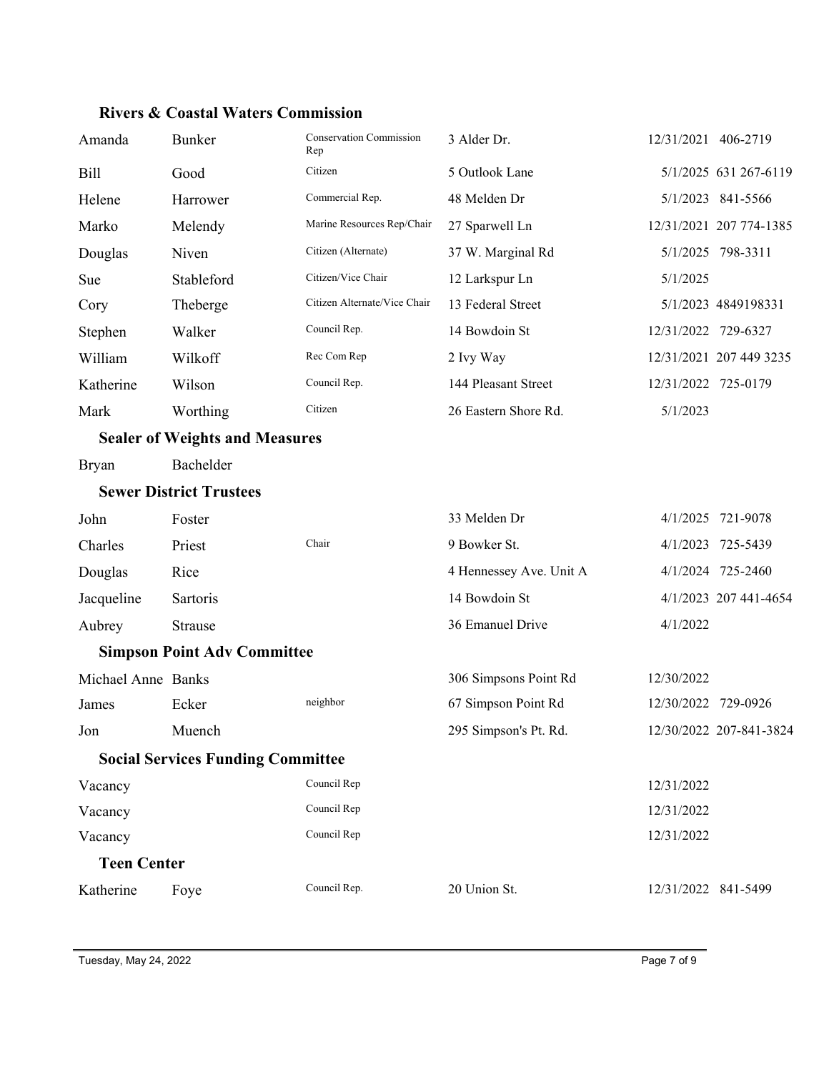### Rivers & Coastal Waters Commission

| First | Last | Role | Address | Term | Phone |
|---|---|---|---|---|---|
| Amanda | Bunker | Conservation Commission Rep | 3 Alder Dr. | 12/31/2021 | 406-2719 |
| Bill | Good | Citizen | 5 Outlook Lane | 5/1/2025 | 631 267-6119 |
| Helene | Harrower | Commercial Rep. | 48 Melden Dr | 5/1/2023 | 841-5566 |
| Marko | Melendy | Marine Resources Rep/Chair | 27 Sparwell Ln | 12/31/2021 | 207 774-1385 |
| Douglas | Niven | Citizen (Alternate) | 37 W. Marginal Rd | 5/1/2025 | 798-3311 |
| Sue | Stableford | Citizen/Vice Chair | 12 Larkspur Ln | 5/1/2025 | |
| Cory | Theberge | Citizen Alternate/Vice Chair | 13 Federal Street | 5/1/2023 | 4849198331 |
| Stephen | Walker | Council Rep. | 14 Bowdoin St | 12/31/2022 | 729-6327 |
| William | Wilkoff | Rec Com Rep | 2 Ivy Way | 12/31/2021 | 207 449 3235 |
| Katherine | Wilson | Council Rep. | 144 Pleasant Street | 12/31/2022 | 725-0179 |
| Mark | Worthing | Citizen | 26 Eastern Shore Rd. | 5/1/2023 | |

### Sealer of Weights and Measures

| First | Last | Role | Address | Term | Phone |
|---|---|---|---|---|---|
| Bryan | Bachelder | | | | |

### Sewer District Trustees

| First | Last | Role | Address | Term | Phone |
|---|---|---|---|---|---|
| John | Foster | | 33 Melden Dr | 4/1/2025 | 721-9078 |
| Charles | Priest | Chair | 9 Bowker St. | 4/1/2023 | 725-5439 |
| Douglas | Rice | | 4 Hennessey Ave. Unit A | 4/1/2024 | 725-2460 |
| Jacqueline | Sartoris | | 14 Bowdoin St | 4/1/2023 | 207 441-4654 |
| Aubrey | Strause | | 36 Emanuel Drive | 4/1/2022 | |

### Simpson Point Adv Committee

| First | Last | Role | Address | Term | Phone |
|---|---|---|---|---|---|
| Michael Anne | Banks | | 306 Simpsons Point Rd | 12/30/2022 | |
| James | Ecker | neighbor | 67 Simpson Point Rd | 12/30/2022 | 729-0926 |
| Jon | Muench | | 295 Simpson's Pt. Rd. | 12/30/2022 | 207-841-3824 |

### Social Services Funding Committee

| First | Last | Role | Address | Term | Phone |
|---|---|---|---|---|---|
| Vacancy | | Council Rep | | 12/31/2022 | |
| Vacancy | | Council Rep | | 12/31/2022 | |
| Vacancy | | Council Rep | | 12/31/2022 | |

### Teen Center

| First | Last | Role | Address | Term | Phone |
|---|---|---|---|---|---|
| Katherine | Foye | Council Rep. | 20 Union St. | 12/31/2022 | 841-5499 |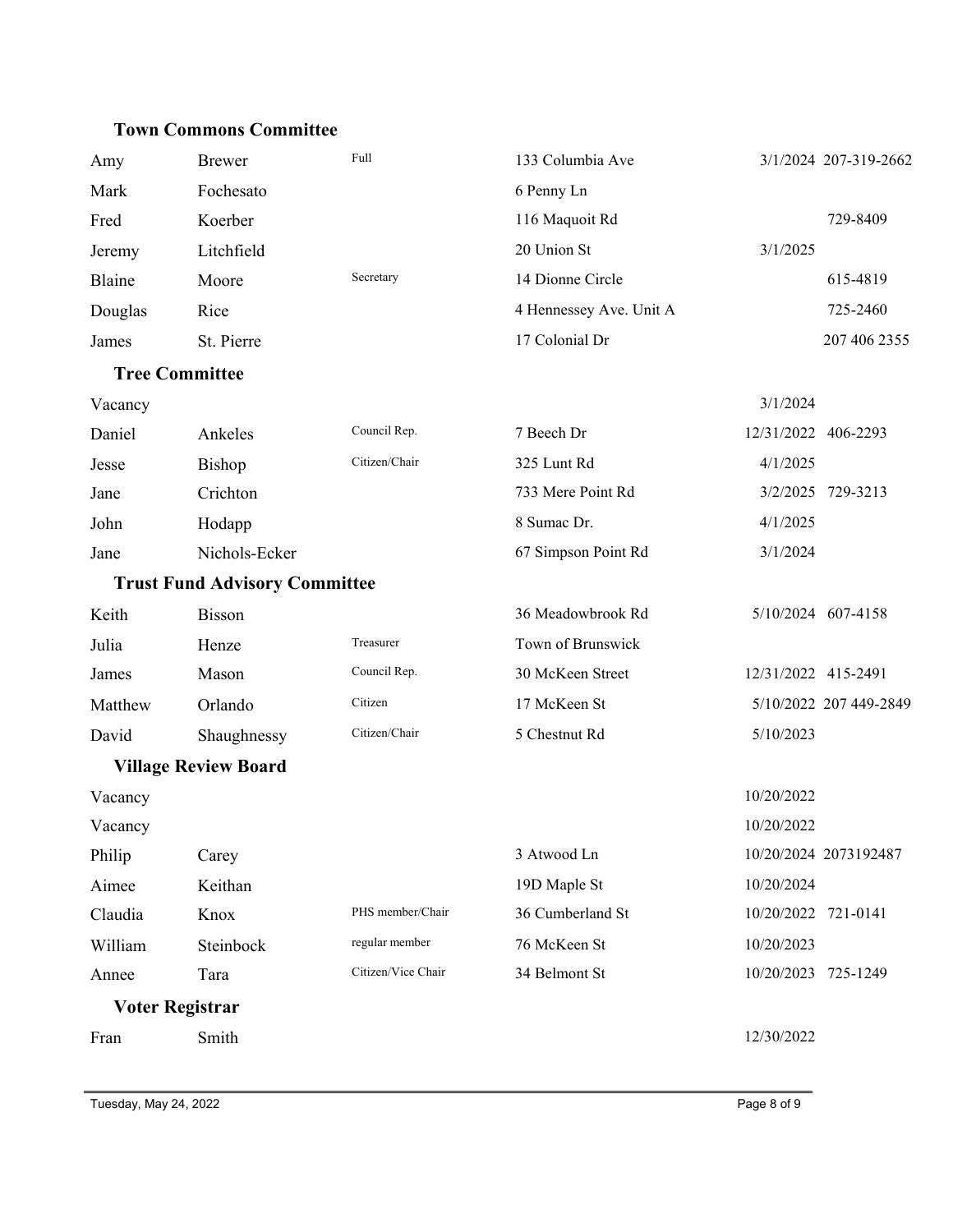### Town Commons Committee

| First | Last | Position | Address | Term | Phone |
|---|---|---|---|---|---|
| Amy | Brewer | Full | 133 Columbia Ave | 3/1/2024 | 207-319-2662 |
| Mark | Fochesato | | 6 Penny Ln | | |
| Fred | Koerber | | 116 Maquoit Rd | | 729-8409 |
| Jeremy | Litchfield | | 20 Union St | 3/1/2025 | |
| Blaine | Moore | Secretary | 14 Dionne Circle | | 615-4819 |
| Douglas | Rice | | 4 Hennessey Ave. Unit A | | 725-2460 |
| James | St. Pierre | | 17 Colonial Dr | | 207 406 2355 |

### Tree Committee

| First | Last | Position | Address | Term | Phone |
|---|---|---|---|---|---|
| Vacancy | | | | 3/1/2024 | |
| Daniel | Ankeles | Council Rep. | 7 Beech Dr | 12/31/2022 | 406-2293 |
| Jesse | Bishop | Citizen/Chair | 325 Lunt Rd | 4/1/2025 | |
| Jane | Crichton | | 733 Mere Point Rd | 3/2/2025 | 729-3213 |
| John | Hodapp | | 8 Sumac Dr. | 4/1/2025 | |
| Jane | Nichols-Ecker | | 67 Simpson Point Rd | 3/1/2024 | |

### Trust Fund Advisory Committee

| First | Last | Position | Address | Term | Phone |
|---|---|---|---|---|---|
| Keith | Bisson | | 36 Meadowbrook Rd | 5/10/2024 | 607-4158 |
| Julia | Henze | Treasurer | Town of Brunswick | | |
| James | Mason | Council Rep. | 30 McKeen Street | 12/31/2022 | 415-2491 |
| Matthew | Orlando | Citizen | 17 McKeen St | 5/10/2022 | 207 449-2849 |
| David | Shaughnessy | Citizen/Chair | 5 Chestnut Rd | 5/10/2023 | |

### Village Review Board

| First | Last | Position | Address | Term | Phone |
|---|---|---|---|---|---|
| Vacancy | | | | 10/20/2022 | |
| Vacancy | | | | 10/20/2022 | |
| Philip | Carey | | 3 Atwood Ln | 10/20/2024 | 2073192487 |
| Aimee | Keithan | | 19D Maple St | 10/20/2024 | |
| Claudia | Knox | PHS member/Chair | 36 Cumberland St | 10/20/2022 | 721-0141 |
| William | Steinbock | regular member | 76 McKeen St | 10/20/2023 | |
| Annee | Tara | Citizen/Vice Chair | 34 Belmont St | 10/20/2023 | 725-1249 |

### Voter Registrar

| First | Last | Position | Address | Term | Phone |
|---|---|---|---|---|---|
| Fran | Smith | | | 12/30/2022 | |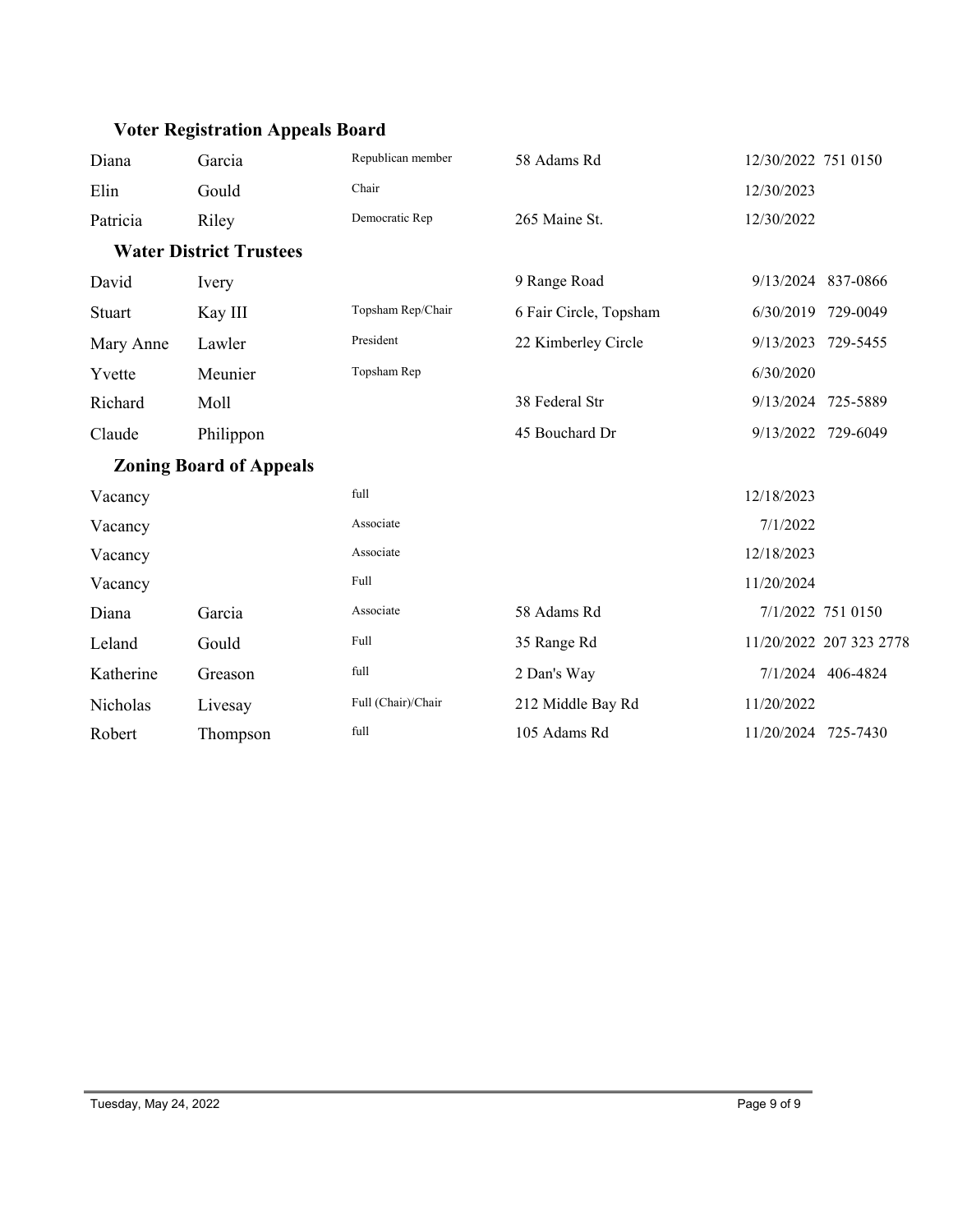### Voter Registration Appeals Board

| | | | | | |
|---|---|---|---|---|---|
| Diana | Garcia | Republican member | 58 Adams Rd | 12/30/2022 | 751 0150 |
| Elin | Gould | Chair | | 12/30/2023 | |
| Patricia | Riley | Democratic Rep | 265 Maine St. | 12/30/2022 | |

### Water District Trustees

| | | | | | |
|---|---|---|---|---|---|
| David | Ivery | | 9 Range Road | 9/13/2024 | 837-0866 |
| Stuart | Kay III | Topsham Rep/Chair | 6 Fair Circle, Topsham | 6/30/2019 | 729-0049 |
| Mary Anne | Lawler | President | 22 Kimberley Circle | 9/13/2023 | 729-5455 |
| Yvette | Meunier | Topsham Rep | | 6/30/2020 | |
| Richard | Moll | | 38 Federal Str | 9/13/2024 | 725-5889 |
| Claude | Philippon | | 45 Bouchard Dr | 9/13/2022 | 729-6049 |

### Zoning Board of Appeals

| | | | | | |
|---|---|---|---|---|---|
| Vacancy | | full | | 12/18/2023 | |
| Vacancy | | Associate | | 7/1/2022 | |
| Vacancy | | Associate | | 12/18/2023 | |
| Vacancy | | Full | | 11/20/2024 | |
| Diana | Garcia | Associate | 58 Adams Rd | 7/1/2022 | 751 0150 |
| Leland | Gould | Full | 35 Range Rd | 11/20/2022 | 207 323 2778 |
| Katherine | Greason | full | 2 Dan's Way | 7/1/2024 | 406-4824 |
| Nicholas | Livesay | Full (Chair)/Chair | 212 Middle Bay Rd | 11/20/2022 | |
| Robert | Thompson | full | 105 Adams Rd | 11/20/2024 | 725-7430 |